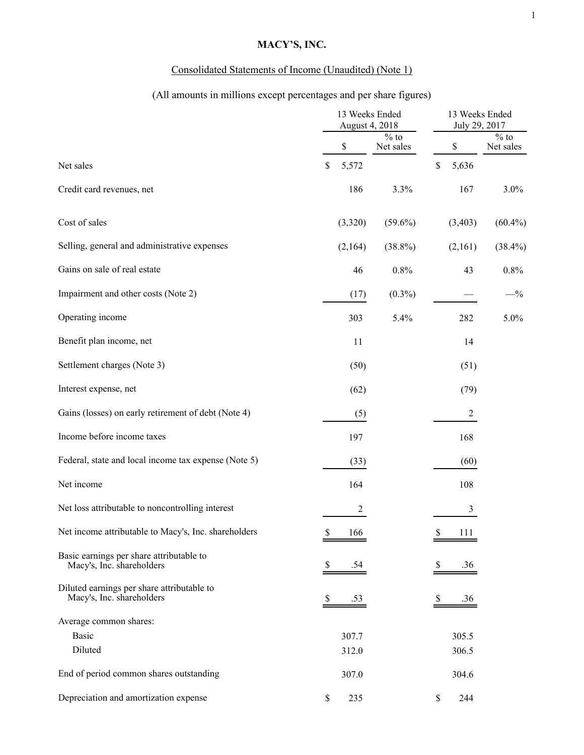# MACY'S, INC.

Consolidated Statements of Income (Unaudited) (Note 1)

(All amounts in millions except percentages and per share figures)

| | 13 Weeks Ended August 4, 2018 | | 13 Weeks Ended July 29, 2017 | |
|---|---|---|---|---|
| | $ | % to Net sales | $ | % to Net sales |
| Net sales | $ 5,572 | | $ 5,636 | |
| Credit card revenues, net | 186 | 3.3% | 167 | 3.0% |
| Cost of sales | (3,320) | (59.6%) | (3,403) | (60.4%) |
| Selling, general and administrative expenses | (2,164) | (38.8%) | (2,161) | (38.4%) |
| Gains on sale of real estate | 46 | 0.8% | 43 | 0.8% |
| Impairment and other costs (Note 2) | (17) | (0.3%) | — | —% |
| Operating income | 303 | 5.4% | 282 | 5.0% |
| Benefit plan income, net | 11 | | 14 | |
| Settlement charges (Note 3) | (50) | | (51) | |
| Interest expense, net | (62) | | (79) | |
| Gains (losses) on early retirement of debt (Note 4) | (5) | | 2 | |
| Income before income taxes | 197 | | 168 | |
| Federal, state and local income tax expense (Note 5) | (33) | | (60) | |
| Net income | 164 | | 108 | |
| Net loss attributable to noncontrolling interest | 2 | | 3 | |
| Net income attributable to Macy's, Inc. shareholders | $ 166 | | $ 111 | |
| Basic earnings per share attributable to Macy's, Inc. shareholders | $ .54 | | $ .36 | |
| Diluted earnings per share attributable to Macy's, Inc. shareholders | $ .53 | | $ .36 | |
| Average common shares: | | | | |
| Basic | 307.7 | | 305.5 | |
| Diluted | 312.0 | | 306.5 | |
| End of period common shares outstanding | 307.0 | | 304.6 | |
| Depreciation and amortization expense | $ 235 | | $ 244 | |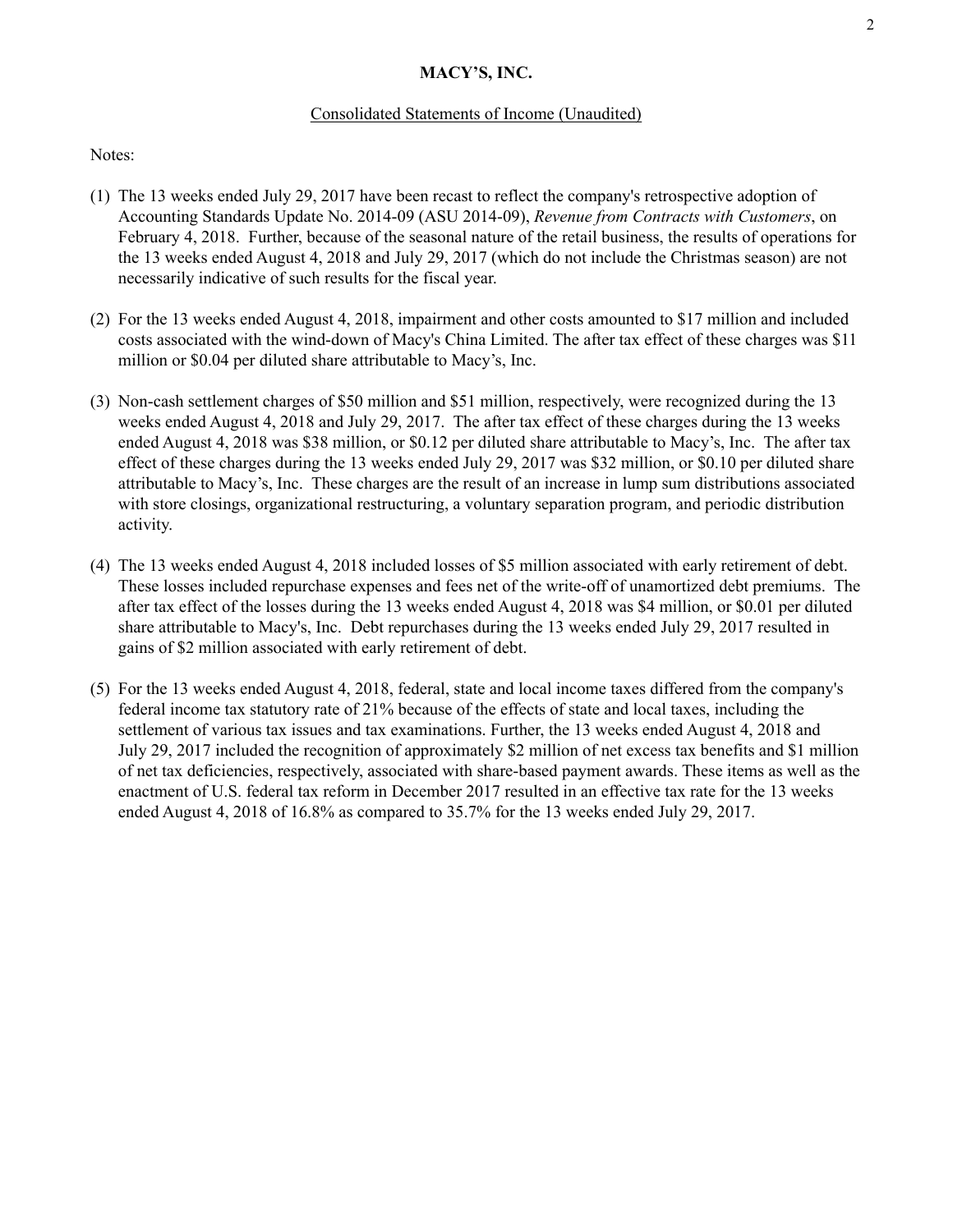**MACY'S, INC.**

Consolidated Statements of Income (Unaudited)

Notes:

(1) The 13 weeks ended July 29, 2017 have been recast to reflect the company's retrospective adoption of Accounting Standards Update No. 2014-09 (ASU 2014-09), *Revenue from Contracts with Customers*, on February 4, 2018. Further, because of the seasonal nature of the retail business, the results of operations for the 13 weeks ended August 4, 2018 and July 29, 2017 (which do not include the Christmas season) are not necessarily indicative of such results for the fiscal year.

(2) For the 13 weeks ended August 4, 2018, impairment and other costs amounted to $17 million and included costs associated with the wind-down of Macy's China Limited. The after tax effect of these charges was $11 million or $0.04 per diluted share attributable to Macy's, Inc.

(3) Non-cash settlement charges of $50 million and $51 million, respectively, were recognized during the 13 weeks ended August 4, 2018 and July 29, 2017. The after tax effect of these charges during the 13 weeks ended August 4, 2018 was $38 million, or $0.12 per diluted share attributable to Macy's, Inc. The after tax effect of these charges during the 13 weeks ended July 29, 2017 was $32 million, or $0.10 per diluted share attributable to Macy's, Inc. These charges are the result of an increase in lump sum distributions associated with store closings, organizational restructuring, a voluntary separation program, and periodic distribution activity.

(4) The 13 weeks ended August 4, 2018 included losses of $5 million associated with early retirement of debt. These losses included repurchase expenses and fees net of the write-off of unamortized debt premiums. The after tax effect of the losses during the 13 weeks ended August 4, 2018 was $4 million, or $0.01 per diluted share attributable to Macy's, Inc. Debt repurchases during the 13 weeks ended July 29, 2017 resulted in gains of $2 million associated with early retirement of debt.

(5) For the 13 weeks ended August 4, 2018, federal, state and local income taxes differed from the company's federal income tax statutory rate of 21% because of the effects of state and local taxes, including the settlement of various tax issues and tax examinations. Further, the 13 weeks ended August 4, 2018 and July 29, 2017 included the recognition of approximately $2 million of net excess tax benefits and $1 million of net tax deficiencies, respectively, associated with share-based payment awards. These items as well as the enactment of U.S. federal tax reform in December 2017 resulted in an effective tax rate for the 13 weeks ended August 4, 2018 of 16.8% as compared to 35.7% for the 13 weeks ended July 29, 2017.